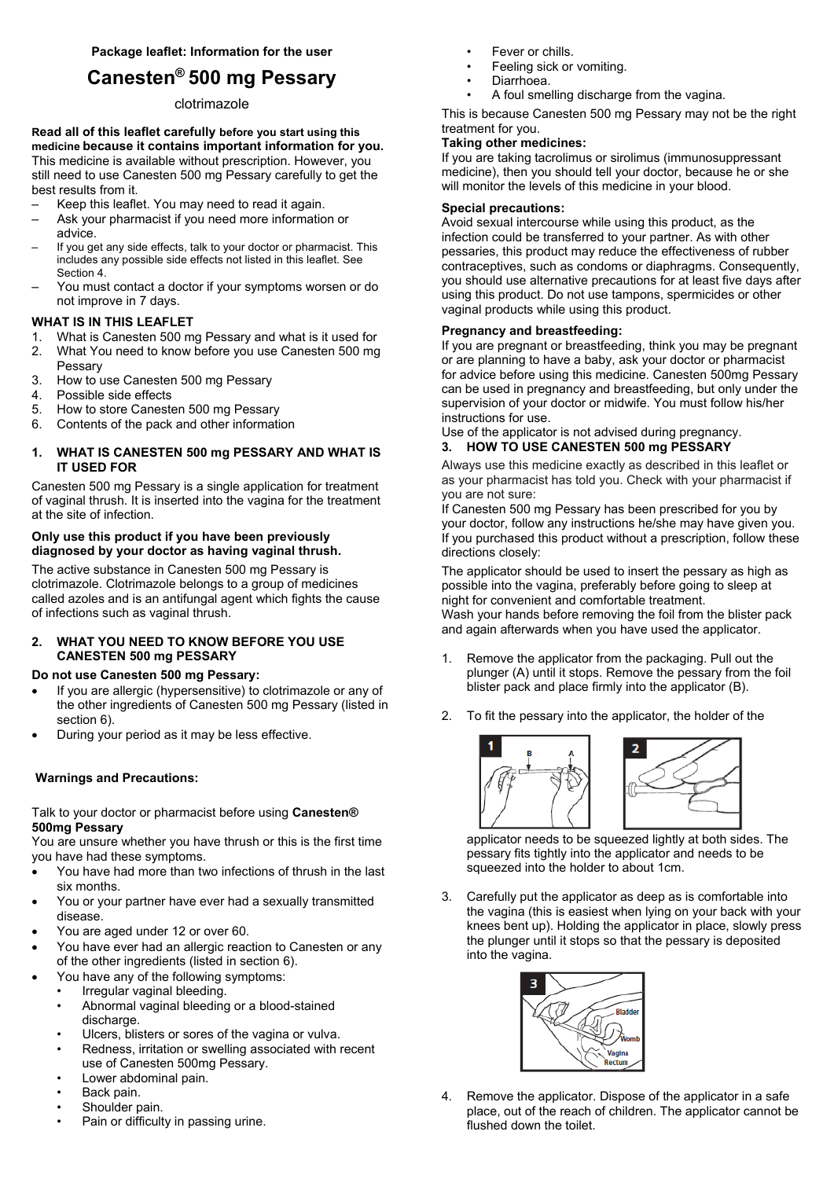**Package leaflet: Information for the user**

# Canesten® 500 mg Pessary

clotrimazole

**Read all of this leaflet carefully before you start using this medicine because it contains important information for you.**
This medicine is available without prescription. However, you still need to use Canesten 500 mg Pessary carefully to get the best results from it.

- Keep this leaflet. You may need to read it again.
- Ask your pharmacist if you need more information or advice.
- If you get any side effects, talk to your doctor or pharmacist. This includes any possible side effects not listed in this leaflet. See Section 4.
- You must contact a doctor if your symptoms worsen or do not improve in 7 days.

**WHAT IS IN THIS LEAFLET**

1. What is Canesten 500 mg Pessary and what is it used for
2. What You need to know before you use Canesten 500 mg Pessary
3. How to use Canesten 500 mg Pessary
4. Possible side effects
5. How to store Canesten 500 mg Pessary
6. Contents of the pack and other information

## 1. WHAT IS CANESTEN 500 mg PESSARY AND WHAT IS IT USED FOR

Canesten 500 mg Pessary is a single application for treatment of vaginal thrush. It is inserted into the vagina for the treatment at the site of infection.

**Only use this product if you have been previously diagnosed by your doctor as having vaginal thrush.**

The active substance in Canesten 500 mg Pessary is clotrimazole. Clotrimazole belongs to a group of medicines called azoles and is an antifungal agent which fights the cause of infections such as vaginal thrush.

## 2. WHAT YOU NEED TO KNOW BEFORE YOU USE CANESTEN 500 mg PESSARY

**Do not use Canesten 500 mg Pessary:**

- If you are allergic (hypersensitive) to clotrimazole or any of the other ingredients of Canesten 500 mg Pessary (listed in section 6).
- During your period as it may be less effective.

**Warnings and Precautions:**

Talk to your doctor or pharmacist before using **Canesten® 500mg Pessary**

You are unsure whether you have thrush or this is the first time you have had these symptoms.

- You have had more than two infections of thrush in the last six months.
- You or your partner have ever had a sexually transmitted disease.
- You are aged under 12 or over 60.
- You have ever had an allergic reaction to Canesten or any of the other ingredients (listed in section 6).
- You have any of the following symptoms:
  - Irregular vaginal bleeding.
  - Abnormal vaginal bleeding or a blood-stained discharge.
  - Ulcers, blisters or sores of the vagina or vulva.
  - Redness, irritation or swelling associated with recent use of Canesten 500mg Pessary.
  - Lower abdominal pain.
  - Back pain.
  - Shoulder pain.
  - Pain or difficulty in passing urine.
  - Fever or chills.
  - Feeling sick or vomiting.
  - Diarrhoea.
  - A foul smelling discharge from the vagina.

This is because Canesten 500 mg Pessary may not be the right treatment for you.

**Taking other medicines:**
If you are taking tacrolimus or sirolimus (immunosuppressant medicine), then you should tell your doctor, because he or she will monitor the levels of this medicine in your blood.

**Special precautions:**
Avoid sexual intercourse while using this product, as the infection could be transferred to your partner. As with other pessaries, this product may reduce the effectiveness of rubber contraceptives, such as condoms or diaphragms. Consequently, you should use alternative precautions for at least five days after using this product. Do not use tampons, spermicides or other vaginal products while using this product.

**Pregnancy and breastfeeding:**
If you are pregnant or breastfeeding, think you may be pregnant or are planning to have a baby, ask your doctor or pharmacist for advice before using this medicine. Canesten 500mg Pessary can be used in pregnancy and breastfeeding, but only under the supervision of your doctor or midwife. You must follow his/her instructions for use.
Use of the applicator is not advised during pregnancy.

## 3. HOW TO USE CANESTEN 500 mg PESSARY

Always use this medicine exactly as described in this leaflet or as your pharmacist has told you. Check with your pharmacist if you are not sure:
If Canesten 500 mg Pessary has been prescribed for you by your doctor, follow any instructions he/she may have given you. If you purchased this product without a prescription, follow these directions closely:

The applicator should be used to insert the pessary as high as possible into the vagina, preferably before going to sleep at night for convenient and comfortable treatment.
Wash your hands before removing the foil from the blister pack and again afterwards when you have used the applicator.

1. Remove the applicator from the packaging. Pull out the plunger (A) until it stops. Remove the pessary from the foil blister pack and place firmly into the applicator (B).

2. To fit the pessary into the applicator, the holder of the applicator needs to be squeezed lightly at both sides. The pessary fits tightly into the applicator and needs to be squeezed into the holder to about 1cm.

3. Carefully put the applicator as deep as is comfortable into the vagina (this is easiest when lying on your back with your knees bent up). Holding the applicator in place, slowly press the plunger until it stops so that the pessary is deposited into the vagina.

4. Remove the applicator. Dispose of the applicator in a safe place, out of the reach of children. The applicator cannot be flushed down the toilet.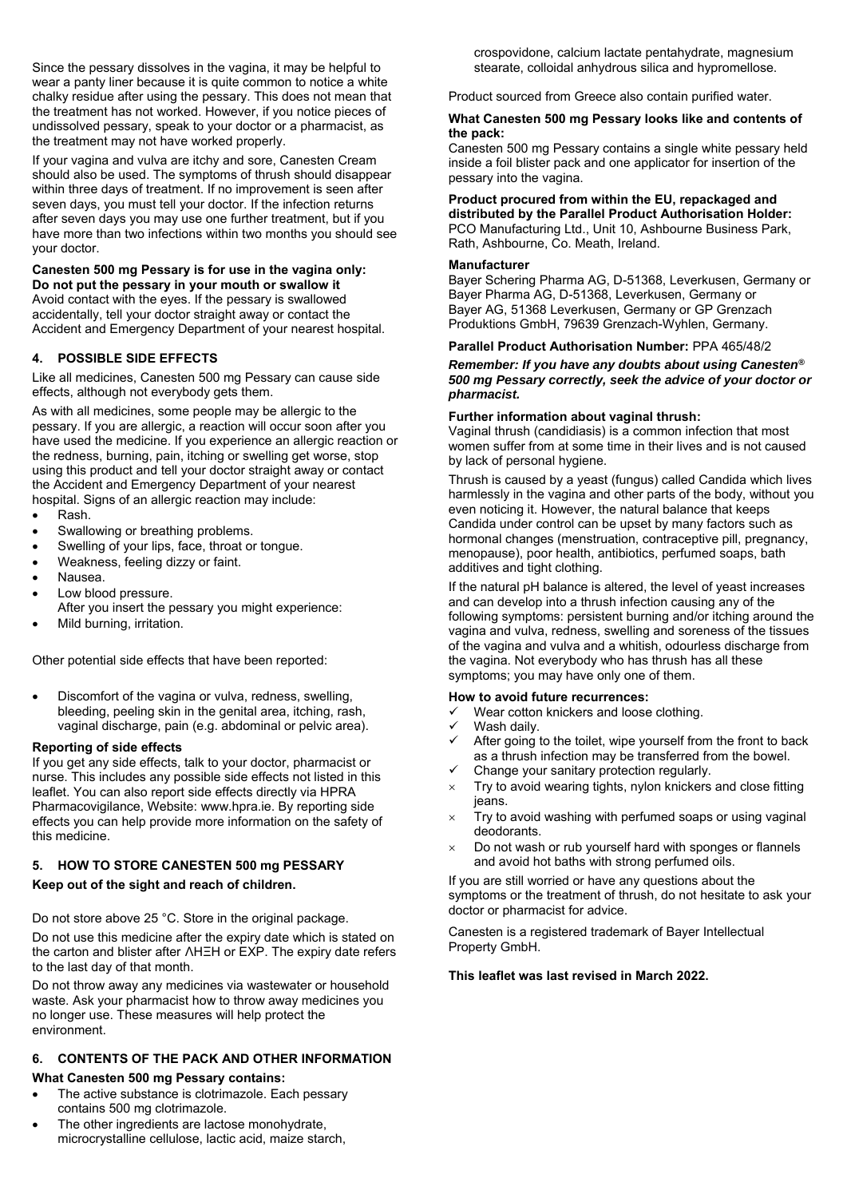Since the pessary dissolves in the vagina, it may be helpful to wear a panty liner because it is quite common to notice a white chalky residue after using the pessary. This does not mean that the treatment has not worked. However, if you notice pieces of undissolved pessary, speak to your doctor or a pharmacist, as the treatment may not have worked properly.

If your vagina and vulva are itchy and sore, Canesten Cream should also be used. The symptoms of thrush should disappear within three days of treatment. If no improvement is seen after seven days, you must tell your doctor. If the infection returns after seven days you may use one further treatment, but if you have more than two infections within two months you should see your doctor.

**Canesten 500 mg Pessary is for use in the vagina only: Do not put the pessary in your mouth or swallow it**
Avoid contact with the eyes. If the pessary is swallowed accidentally, tell your doctor straight away or contact the Accident and Emergency Department of your nearest hospital.

## 4. POSSIBLE SIDE EFFECTS

Like all medicines, Canesten 500 mg Pessary can cause side effects, although not everybody gets them.

As with all medicines, some people may be allergic to the pessary. If you are allergic, a reaction will occur soon after you have used the medicine. If you experience an allergic reaction or the redness, burning, pain, itching or swelling get worse, stop using this product and tell your doctor straight away or contact the Accident and Emergency Department of your nearest hospital. Signs of an allergic reaction may include:

- Rash.
- Swallowing or breathing problems.
- Swelling of your lips, face, throat or tongue.
- Weakness, feeling dizzy or faint.
- Nausea.
- Low blood pressure.
  After you insert the pessary you might experience:
- Mild burning, irritation.

Other potential side effects that have been reported:

- Discomfort of the vagina or vulva, redness, swelling, bleeding, peeling skin in the genital area, itching, rash, vaginal discharge, pain (e.g. abdominal or pelvic area).

**Reporting of side effects**
If you get any side effects, talk to your doctor, pharmacist or nurse. This includes any possible side effects not listed in this leaflet. You can also report side effects directly via HPRA Pharmacovigilance, Website: www.hpra.ie. By reporting side effects you can help provide more information on the safety of this medicine.

## 5. HOW TO STORE CANESTEN 500 mg PESSARY

**Keep out of the sight and reach of children.**

Do not store above 25 °C. Store in the original package.

Do not use this medicine after the expiry date which is stated on the carton and blister after ΛΗΞΗ or EXP. The expiry date refers to the last day of that month.

Do not throw away any medicines via wastewater or household waste. Ask your pharmacist how to throw away medicines you no longer use. These measures will help protect the environment.

## 6. CONTENTS OF THE PACK AND OTHER INFORMATION

**What Canesten 500 mg Pessary contains:**

- The active substance is clotrimazole. Each pessary contains 500 mg clotrimazole.
- The other ingredients are lactose monohydrate, microcrystalline cellulose, lactic acid, maize starch, crospovidone, calcium lactate pentahydrate, magnesium stearate, colloidal anhydrous silica and hypromellose.

Product sourced from Greece also contain purified water.

**What Canesten 500 mg Pessary looks like and contents of the pack:**
Canesten 500 mg Pessary contains a single white pessary held inside a foil blister pack and one applicator for insertion of the pessary into the vagina.

**Product procured from within the EU, repackaged and distributed by the Parallel Product Authorisation Holder:**
PCO Manufacturing Ltd., Unit 10, Ashbourne Business Park, Rath, Ashbourne, Co. Meath, Ireland.

**Manufacturer**
Bayer Schering Pharma AG, D-51368, Leverkusen, Germany or Bayer Pharma AG, D-51368, Leverkusen, Germany or Bayer AG, 51368 Leverkusen, Germany or GP Grenzach Produktions GmbH, 79639 Grenzach-Wyhlen, Germany.

**Parallel Product Authorisation Number:** PPA 465/48/2

***Remember: If you have any doubts about using Canesten® 500 mg Pessary correctly, seek the advice of your doctor or pharmacist.***

**Further information about vaginal thrush:**
Vaginal thrush (candidiasis) is a common infection that most women suffer from at some time in their lives and is not caused by lack of personal hygiene.

Thrush is caused by a yeast (fungus) called Candida which lives harmlessly in the vagina and other parts of the body, without you even noticing it. However, the natural balance that keeps Candida under control can be upset by many factors such as hormonal changes (menstruation, contraceptive pill, pregnancy, menopause), poor health, antibiotics, perfumed soaps, bath additives and tight clothing.

If the natural pH balance is altered, the level of yeast increases and can develop into a thrush infection causing any of the following symptoms: persistent burning and/or itching around the vagina and vulva, redness, swelling and soreness of the tissues of the vagina and vulva and a whitish, odourless discharge from the vagina. Not everybody who has thrush has all these symptoms; you may have only one of them.

**How to avoid future recurrences:**

- ✓ Wear cotton knickers and loose clothing.
- ✓ Wash daily.
- ✓ After going to the toilet, wipe yourself from the front to back as a thrush infection may be transferred from the bowel.
- ✓ Change your sanitary protection regularly.
- × Try to avoid wearing tights, nylon knickers and close fitting jeans.
- × Try to avoid washing with perfumed soaps or using vaginal deodorants.
- × Do not wash or rub yourself hard with sponges or flannels and avoid hot baths with strong perfumed oils.

If you are still worried or have any questions about the symptoms or the treatment of thrush, do not hesitate to ask your doctor or pharmacist for advice.

Canesten is a registered trademark of Bayer Intellectual Property GmbH.

**This leaflet was last revised in March 2022.**